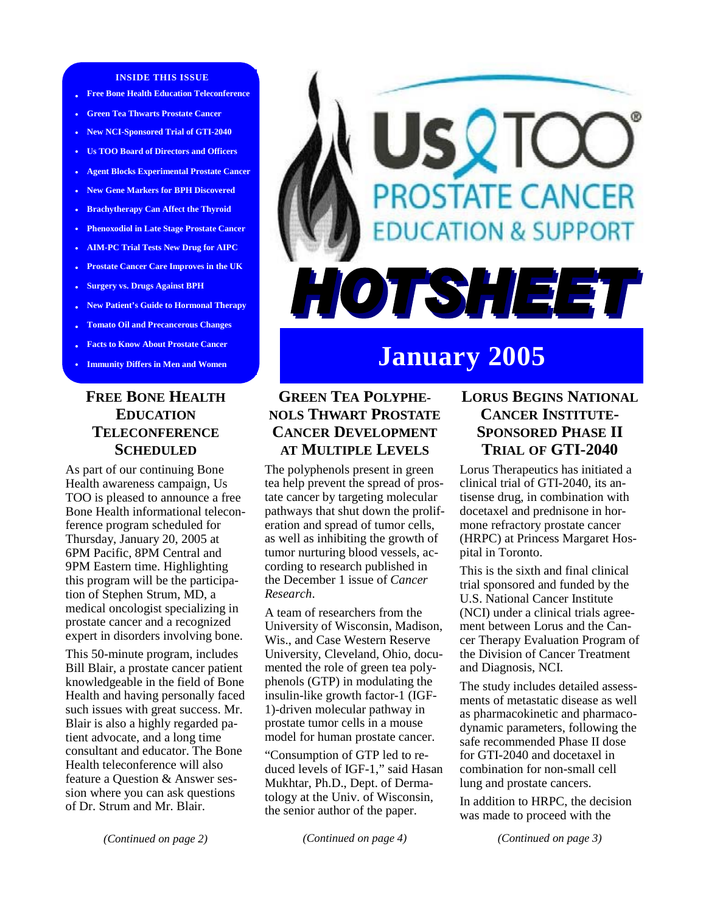**INSIDE THIS ISSUE**

- Free Bone Health Education Teleconference
- Green Tea Thwarts Prostate Cancer
- New NCI-Sponsored Trial of GTI-2040
- Us TOO Board of Directors and Officers
- Agent Blocks Experimental Prostate Cancer
- New Gene Markers for BPH Discovered
- Brachytherapy Can Affect the Thyroid
- Phenoxodiol in Late Stage Prostate Cancer
- AIM-PC Trial Tests New Drug for AIPC
- Prostate Cancer Care Improves in the UK
- Surgery vs. Drugs Against BPH
- New Patient's Guide to Hormonal Therapy
- Tomato Oil and Precancerous Changes
- Facts to Know About Prostate Cancer
- Immunity Differs in Men and Women

# Us TOO® Prostate Cancer Education & Support HOTSHEET

## January 2005

## Free Bone Health Education Teleconference Scheduled

As part of our continuing Bone Health awareness campaign, Us TOO is pleased to announce a free Bone Health informational teleconference program scheduled for Thursday, January 20, 2005 at 6PM Pacific, 8PM Central and 9PM Eastern time. Highlighting this program will be the participation of Stephen Strum, MD, a medical oncologist specializing in prostate cancer and a recognized expert in disorders involving bone.

This 50-minute program, includes Bill Blair, a prostate cancer patient knowledgeable in the field of Bone Health and having personally faced such issues with great success. Mr. Blair is also a highly regarded patient advocate, and a long time consultant and educator. The Bone Health teleconference will also feature a Question & Answer session where you can ask questions of Dr. Strum and Mr. Blair.

*(Continued on page 2)*

## Green Tea Polyphenols Thwart Prostate Cancer Development at Multiple Levels

The polyphenols present in green tea help prevent the spread of prostate cancer by targeting molecular pathways that shut down the proliferation and spread of tumor cells, as well as inhibiting the growth of tumor nurturing blood vessels, according to research published in the December 1 issue of *Cancer Research*.

A team of researchers from the University of Wisconsin, Madison, Wis., and Case Western Reserve University, Cleveland, Ohio, documented the role of green tea polyphenols (GTP) in modulating the insulin-like growth factor-1 (IGF-1)-driven molecular pathway in prostate tumor cells in a mouse model for human prostate cancer.

"Consumption of GTP led to reduced levels of IGF-1," said Hasan Mukhtar, Ph.D., Dept. of Dermatology at the Univ. of Wisconsin, the senior author of the paper.

*(Continued on page 4)*

## Lorus Begins National Cancer Institute-Sponsored Phase II Trial of GTI-2040

Lorus Therapeutics has initiated a clinical trial of GTI-2040, its antisense drug, in combination with docetaxel and prednisone in hormone refractory prostate cancer (HRPC) at Princess Margaret Hospital in Toronto.

This is the sixth and final clinical trial sponsored and funded by the U.S. National Cancer Institute (NCI) under a clinical trials agreement between Lorus and the Cancer Therapy Evaluation Program of the Division of Cancer Treatment and Diagnosis, NCI.

The study includes detailed assessments of metastatic disease as well as pharmacokinetic and pharmacodynamic parameters, following the safe recommended Phase II dose for GTI-2040 and docetaxel in combination for non-small cell lung and prostate cancers.

In addition to HRPC, the decision was made to proceed with the

*(Continued on page 3)*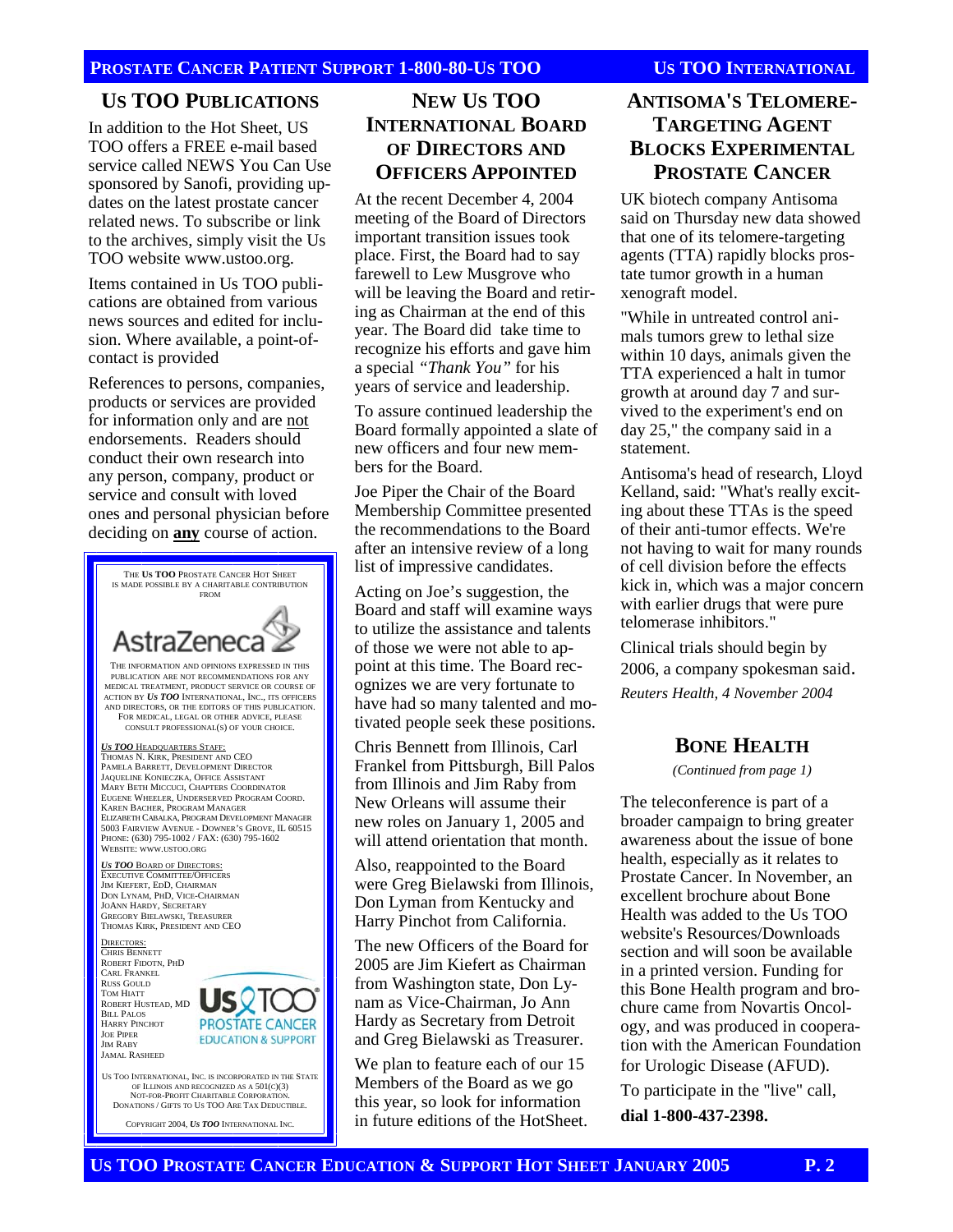## US TOO PUBLICATIONS

In addition to the Hot Sheet, US TOO offers a FREE e-mail based service called NEWS You Can Use sponsored by Sanofi, providing updates on the latest prostate cancer related news. To subscribe or link to the archives, simply visit the Us TOO website www.ustoo.org.

Items contained in Us TOO publications are obtained from various news sources and edited for inclusion. Where available, a point-of-contact is provided

References to persons, companies, products or services are provided for information only and are not endorsements. Readers should conduct their own research into any person, company, product or service and consult with loved ones and personal physician before deciding on **any** course of action.

THE *Us TOO* PROSTATE CANCER HOT SHEET IS MADE POSSIBLE BY A CHARITABLE CONTRIBUTION FROM

AstraZeneca

THE INFORMATION AND OPINIONS EXPRESSED IN THIS PUBLICATION ARE NOT RECOMMENDATIONS FOR ANY MEDICAL TREATMENT, PRODUCT SERVICE OR COURSE OF ACTION BY *US TOO* INTERNATIONAL, INC., ITS OFFICERS AND DIRECTORS, OR THE EDITORS OF THIS PUBLICATION. FOR MEDICAL, LEGAL OR OTHER ADVICE, PLEASE CONSULT PROFESSIONAL(S) OF YOUR CHOICE.

*US TOO* HEADQUARTERS STAFF:
THOMAS N. KIRK, PRESIDENT AND CEO
PAMELA BARRETT, DEVELOPMENT DIRECTOR
JAQUELINE KONIECZKA, OFFICE ASSISTANT
MARY BETH MICCUCI, CHAPTERS COORDINATOR
EUGENE WHEELER, UNDERSERVED PROGRAM COORD.
KAREN BACHER, PROGRAM MANAGER
ELIZABETH CABALKA, PROGRAM DEVELOPMENT MANAGER
5003 FAIRVIEW AVENUE - DOWNER'S GROVE, IL 60515
PHONE: (630) 795-1002 / FAX: (630) 795-1602
WEBSITE: WWW.USTOO.ORG

*US TOO* BOARD OF DIRECTORS:
EXECUTIVE COMMITTEE/OFFICERS
JIM KIEFERT, EDD, CHAIRMAN
DON LYNAM, PHD, VICE-CHAIRMAN
JOANN HARDY, SECRETARY
GREGORY BIELAWSKI, TREASURER
THOMAS KIRK, PRESIDENT AND CEO

DIRECTORS:
CHRIS BENNETT
ROBERT FIDOTN, PHD
CARL FRANKEL
RUSS GOULD
TOM HIATT
ROBERT HUSTEAD, MD
BILL PALOS
HARRY PINCHOT
JOE PIPER
JIM RABY
JAMAL RASHEED

Us TOO PROSTATE CANCER EDUCATION & SUPPORT

US TOO INTERNATIONAL, INC. IS INCORPORATED IN THE STATE OF ILLINOIS AND RECOGNIZED AS A 501(C)(3) NOT-FOR-PROFIT CHARITABLE CORPORATION. DONATIONS / GIFTS TO US TOO ARE TAX DEDUCTIBLE.

COPYRIGHT 2004, *US TOO* INTERNATIONAL INC.

## NEW US TOO INTERNATIONAL BOARD OF DIRECTORS AND OFFICERS APPOINTED

At the recent December 4, 2004 meeting of the Board of Directors important transition issues took place. First, the Board had to say farewell to Lew Musgrove who will be leaving the Board and retiring as Chairman at the end of this year. The Board did take time to recognize his efforts and gave him a special *"Thank You"* for his years of service and leadership.

To assure continued leadership the Board formally appointed a slate of new officers and four new members for the Board.

Joe Piper the Chair of the Board Membership Committee presented the recommendations to the Board after an intensive review of a long list of impressive candidates.

Acting on Joe's suggestion, the Board and staff will examine ways to utilize the assistance and talents of those we were not able to appoint at this time. The Board recognizes we are very fortunate to have had so many talented and motivated people seek these positions.

Chris Bennett from Illinois, Carl Frankel from Pittsburgh, Bill Palos from Illinois and Jim Raby from New Orleans will assume their new roles on January 1, 2005 and will attend orientation that month.

Also, reappointed to the Board were Greg Bielawski from Illinois, Don Lyman from Kentucky and Harry Pinchot from California.

The new Officers of the Board for 2005 are Jim Kiefert as Chairman from Washington state, Don Lynam as Vice-Chairman, Jo Ann Hardy as Secretary from Detroit and Greg Bielawski as Treasurer.

We plan to feature each of our 15 Members of the Board as we go this year, so look for information in future editions of the HotSheet.

## ANTISOMA'S TELOMERE-TARGETING AGENT BLOCKS EXPERIMENTAL PROSTATE CANCER

UK biotech company Antisoma said on Thursday new data showed that one of its telomere-targeting agents (TTA) rapidly blocks prostate tumor growth in a human xenograft model.

"While in untreated control animals tumors grew to lethal size within 10 days, animals given the TTA experienced a halt in tumor growth at around day 7 and survived to the experiment's end on day 25," the company said in a statement.

Antisoma's head of research, Lloyd Kelland, said: "What's really exciting about these TTAs is the speed of their anti-tumor effects. We're not having to wait for many rounds of cell division before the effects kick in, which was a major concern with earlier drugs that were pure telomerase inhibitors."

Clinical trials should begin by 2006, a company spokesman said.

*Reuters Health, 4 November 2004*

## BONE HEALTH

*(Continued from page 1)*

The teleconference is part of a broader campaign to bring greater awareness about the issue of bone health, especially as it relates to Prostate Cancer. In November, an excellent brochure about Bone Health was added to the Us TOO website's Resources/Downloads section and will soon be available in a printed version. Funding for this Bone Health program and brochure came from Novartis Oncology, and was produced in cooperation with the American Foundation for Urologic Disease (AFUD).

To participate in the "live" call, **dial 1-800-437-2398.**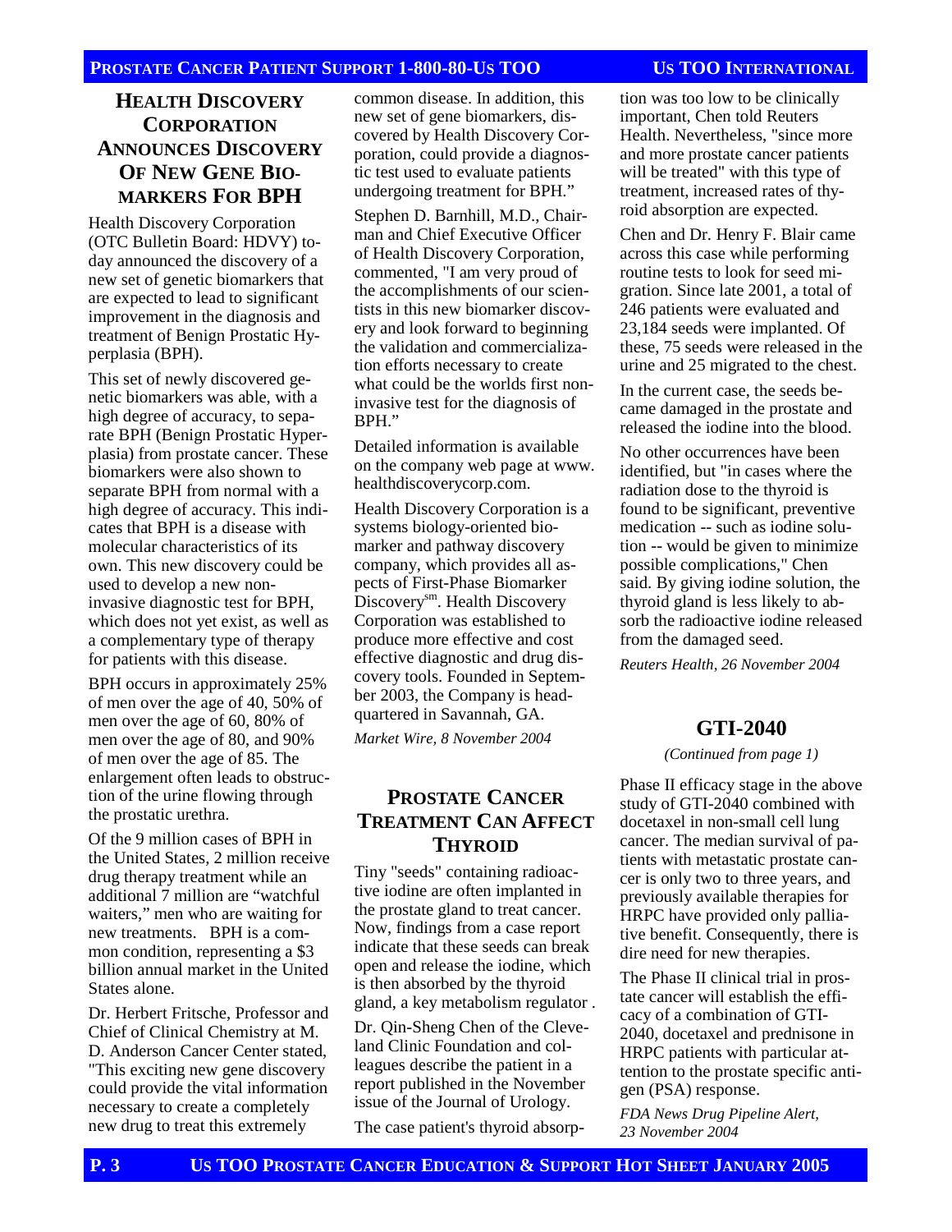## Health Discovery Corporation Announces Discovery of New Gene Biomarkers for BPH

Health Discovery Corporation (OTC Bulletin Board: HDVY) today announced the discovery of a new set of genetic biomarkers that are expected to lead to significant improvement in the diagnosis and treatment of Benign Prostatic Hyperplasia (BPH).

This set of newly discovered genetic biomarkers was able, with a high degree of accuracy, to separate BPH (Benign Prostatic Hyperplasia) from prostate cancer. These biomarkers were also shown to separate BPH from normal with a high degree of accuracy. This indicates that BPH is a disease with molecular characteristics of its own. This new discovery could be used to develop a new non-invasive diagnostic test for BPH, which does not yet exist, as well as a complementary type of therapy for patients with this disease.

BPH occurs in approximately 25% of men over the age of 40, 50% of men over the age of 60, 80% of men over the age of 80, and 90% of men over the age of 85. The enlargement often leads to obstruction of the urine flowing through the prostatic urethra.

Of the 9 million cases of BPH in the United States, 2 million receive drug therapy treatment while an additional 7 million are "watchful waiters," men who are waiting for new treatments. BPH is a common condition, representing a $3 billion annual market in the United States alone.

Dr. Herbert Fritsche, Professor and Chief of Clinical Chemistry at M. D. Anderson Cancer Center stated, "This exciting new gene discovery could provide the vital information necessary to create a completely new drug to treat this extremely common disease. In addition, this new set of gene biomarkers, discovered by Health Discovery Corporation, could provide a diagnostic test used to evaluate patients undergoing treatment for BPH."

Stephen D. Barnhill, M.D., Chairman and Chief Executive Officer of Health Discovery Corporation, commented, "I am very proud of the accomplishments of our scientists in this new biomarker discovery and look forward to beginning the validation and commercialization efforts necessary to create what could be the worlds first non-invasive test for the diagnosis of BPH."

Detailed information is available on the company web page at www.healthdiscoverycorp.com.

Health Discovery Corporation is a systems biology-oriented biomarker and pathway discovery company, which provides all aspects of First-Phase Biomarker Discovery[sm]. Health Discovery Corporation was established to produce more effective and cost effective diagnostic and drug discovery tools. Founded in September 2003, the Company is headquartered in Savannah, GA.

*Market Wire, 8 November 2004*

## Prostate Cancer Treatment Can Affect Thyroid

Tiny "seeds" containing radioactive iodine are often implanted in the prostate gland to treat cancer. Now, findings from a case report indicate that these seeds can break open and release the iodine, which is then absorbed by the thyroid gland, a key metabolism regulator .

Dr. Qin-Sheng Chen of the Cleveland Clinic Foundation and colleagues describe the patient in a report published in the November issue of the Journal of Urology.

The case patient's thyroid absorption was too low to be clinically important, Chen told Reuters Health. Nevertheless, "since more and more prostate cancer patients will be treated" with this type of treatment, increased rates of thyroid absorption are expected.

Chen and Dr. Henry F. Blair came across this case while performing routine tests to look for seed migration. Since late 2001, a total of 246 patients were evaluated and 23,184 seeds were implanted. Of these, 75 seeds were released in the urine and 25 migrated to the chest.

In the current case, the seeds became damaged in the prostate and released the iodine into the blood.

No other occurrences have been identified, but "in cases where the radiation dose to the thyroid is found to be significant, preventive medication -- such as iodine solution -- would be given to minimize possible complications," Chen said. By giving iodine solution, the thyroid gland is less likely to absorb the radioactive iodine released from the damaged seed.

*Reuters Health, 26 November 2004*

## GTI-2040

*(Continued from page 1)*

Phase II efficacy stage in the above study of GTI-2040 combined with docetaxel in non-small cell lung cancer. The median survival of patients with metastatic prostate cancer is only two to three years, and previously available therapies for HRPC have provided only palliative benefit. Consequently, there is dire need for new therapies.

The Phase II clinical trial in prostate cancer will establish the efficacy of a combination of GTI-2040, docetaxel and prednisone in HRPC patients with particular attention to the prostate specific antigen (PSA) response.

*FDA News Drug Pipeline Alert, 23 November 2004*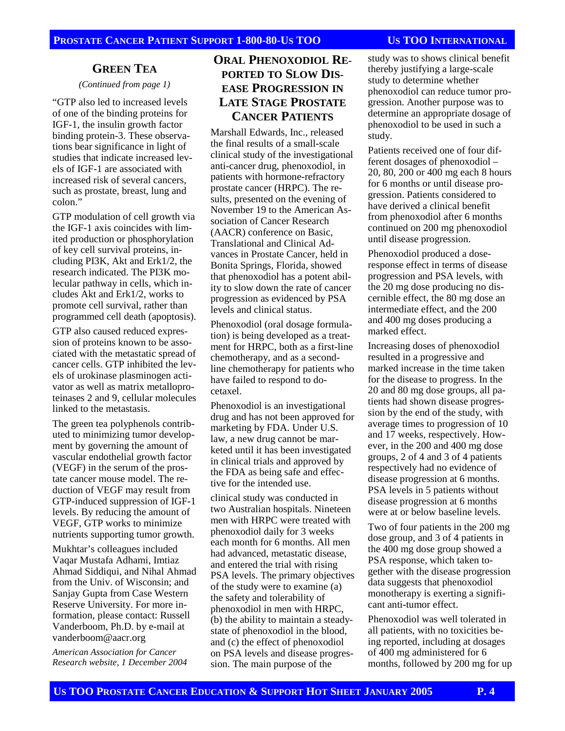## Green Tea

*(Continued from page 1)*

"GTP also led to increased levels of one of the binding proteins for IGF-1, the insulin growth factor binding protein-3. These observations bear significance in light of studies that indicate increased levels of IGF-1 are associated with increased risk of several cancers, such as prostate, breast, lung and colon."

GTP modulation of cell growth via the IGF-1 axis coincides with limited production or phosphorylation of key cell survival proteins, including PI3K, Akt and Erk1/2, the research indicated. The PI3K molecular pathway in cells, which includes Akt and Erk1/2, works to promote cell survival, rather than programmed cell death (apoptosis).

GTP also caused reduced expression of proteins known to be associated with the metastatic spread of cancer cells. GTP inhibited the levels of urokinase plasminogen activator as well as matrix metalloproteinases 2 and 9, cellular molecules linked to the metastasis.

The green tea polyphenols contributed to minimizing tumor development by governing the amount of vascular endothelial growth factor (VEGF) in the serum of the prostate cancer mouse model. The reduction of VEGF may result from GTP-induced suppression of IGF-1 levels. By reducing the amount of VEGF, GTP works to minimize nutrients supporting tumor growth.

Mukhtar's colleagues included Vaqar Mustafa Adhami, Imtiaz Ahmad Siddiqui, and Nihal Ahmad from the Univ. of Wisconsin; and Sanjay Gupta from Case Western Reserve University. For more information, please contact: Russell Vanderboom, Ph.D. by e-mail at vanderboom@aacr.org

*American Association for Cancer Research website, 1 December 2004*

## Oral Phenoxodiol Reported to Slow Disease Progression in Late Stage Prostate Cancer Patients

Marshall Edwards, Inc., released the final results of a small-scale clinical study of the investigational anti-cancer drug, phenoxodiol, in patients with hormone-refractory prostate cancer (HRPC). The results, presented on the evening of November 19 to the American Association of Cancer Research (AACR) conference on Basic, Translational and Clinical Advances in Prostate Cancer, held in Bonita Springs, Florida, showed that phenoxodiol has a potent ability to slow down the rate of cancer progression as evidenced by PSA levels and clinical status.

Phenoxodiol (oral dosage formulation) is being developed as a treatment for HRPC, both as a first-line chemotherapy, and as a second-line chemotherapy for patients who have failed to respond to docetaxel.

Phenoxodiol is an investigational drug and has not been approved for marketing by FDA. Under U.S. law, a new drug cannot be marketed until it has been investigated in clinical trials and approved by the FDA as being safe and effective for the intended use.

clinical study was conducted in two Australian hospitals. Nineteen men with HRPC were treated with phenoxodiol daily for 3 weeks each month for 6 months. All men had advanced, metastatic disease, and entered the trial with rising PSA levels. The primary objectives of the study were to examine (a) the safety and tolerability of phenoxodiol in men with HRPC, (b) the ability to maintain a steady-state of phenoxodiol in the blood, and (c) the effect of phenoxodiol on PSA levels and disease progression. The main purpose of the study was to shows clinical benefit thereby justifying a large-scale study to determine whether phenoxodiol can reduce tumor progression. Another purpose was to determine an appropriate dosage of phenoxodiol to be used in such a study.

Patients received one of four different dosages of phenoxodiol – 20, 80, 200 or 400 mg each 8 hours for 6 months or until disease progression. Patients considered to have derived a clinical benefit from phenoxodiol after 6 months continued on 200 mg phenoxodiol until disease progression.

Phenoxodiol produced a dose-response effect in terms of disease progression and PSA levels, with the 20 mg dose producing no discernible effect, the 80 mg dose an intermediate effect, and the 200 and 400 mg doses producing a marked effect.

Increasing doses of phenoxodiol resulted in a progressive and marked increase in the time taken for the disease to progress. In the 20 and 80 mg dose groups, all patients had shown disease progression by the end of the study, with average times to progression of 10 and 17 weeks, respectively. However, in the 200 and 400 mg dose groups, 2 of 4 and 3 of 4 patients respectively had no evidence of disease progression at 6 months. PSA levels in 5 patients without disease progression at 6 months were at or below baseline levels.

Two of four patients in the 200 mg dose group, and 3 of 4 patients in the 400 mg dose group showed a PSA response, which taken together with the disease progression data suggests that phenoxodiol monotherapy is exerting a significant anti-tumor effect.

Phenoxodiol was well tolerated in all patients, with no toxicities being reported, including at dosages of 400 mg administered for 6 months, followed by 200 mg for up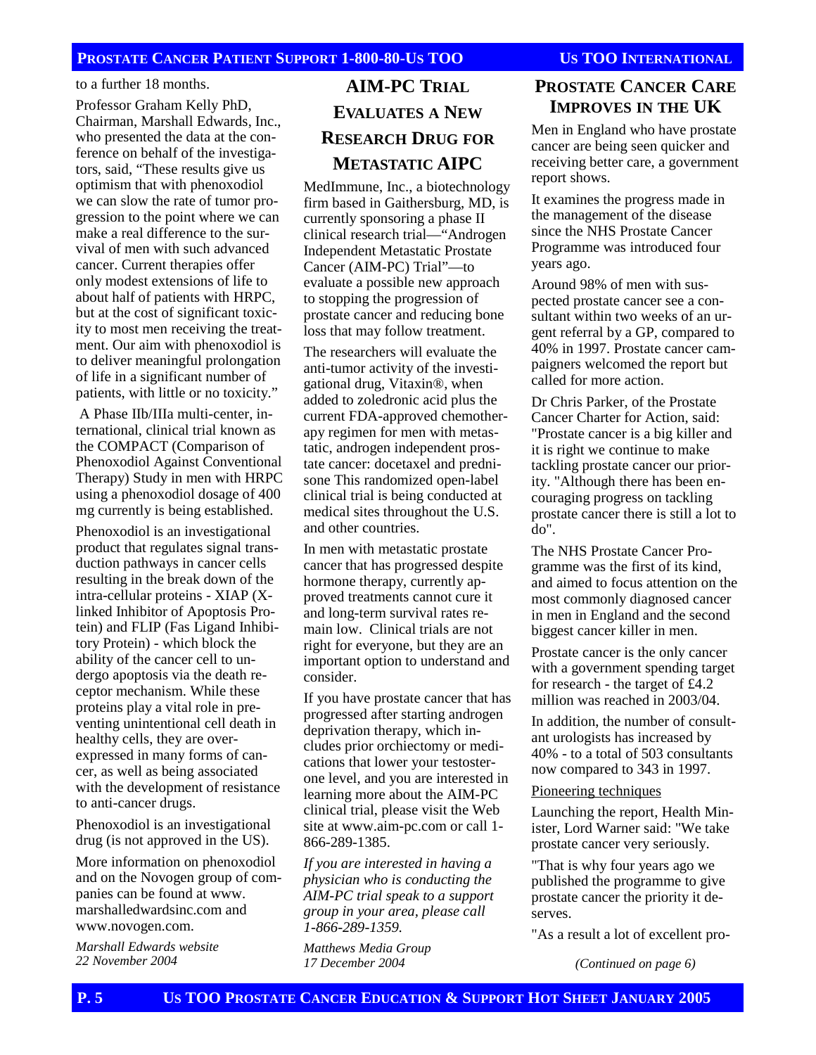to a further 18 months.

Professor Graham Kelly PhD, Chairman, Marshall Edwards, Inc., who presented the data at the conference on behalf of the investigators, said, "These results give us optimism that with phenoxodiol we can slow the rate of tumor progression to the point where we can make a real difference to the survival of men with such advanced cancer. Current therapies offer only modest extensions of life to about half of patients with HRPC, but at the cost of significant toxicity to most men receiving the treatment. Our aim with phenoxodiol is to deliver meaningful prolongation of life in a significant number of patients, with little or no toxicity."

A Phase IIb/IIIa multi-center, international, clinical trial known as the COMPACT (Comparison of Phenoxodiol Against Conventional Therapy) Study in men with HRPC using a phenoxodiol dosage of 400 mg currently is being established.

Phenoxodiol is an investigational product that regulates signal transduction pathways in cancer cells resulting in the break down of the intra-cellular proteins - XIAP (X-linked Inhibitor of Apoptosis Protein) and FLIP (Fas Ligand Inhibitory Protein) - which block the ability of the cancer cell to undergo apoptosis via the death receptor mechanism. While these proteins play a vital role in preventing unintentional cell death in healthy cells, they are over-expressed in many forms of cancer, as well as being associated with the development of resistance to anti-cancer drugs.

Phenoxodiol is an investigational drug (is not approved in the US).

More information on phenoxodiol and on the Novogen group of companies can be found at www.marshalledwardsinc.com and www.novogen.com.

*Marshall Edwards website*
*22 November 2004*

## AIM-PC Trial Evaluates a New Research Drug for Metastatic AIPC

MedImmune, Inc., a biotechnology firm based in Gaithersburg, MD, is currently sponsoring a phase II clinical research trial—"Androgen Independent Metastatic Prostate Cancer (AIM-PC) Trial"—to evaluate a possible new approach to stopping the progression of prostate cancer and reducing bone loss that may follow treatment.

The researchers will evaluate the anti-tumor activity of the investigational drug, Vitaxin®, when added to zoledronic acid plus the current FDA-approved chemotherapy regimen for men with metastatic, androgen independent prostate cancer: docetaxel and prednisone This randomized open-label clinical trial is being conducted at medical sites throughout the U.S. and other countries.

In men with metastatic prostate cancer that has progressed despite hormone therapy, currently approved treatments cannot cure it and long-term survival rates remain low. Clinical trials are not right for everyone, but they are an important option to understand and consider.

If you have prostate cancer that has progressed after starting androgen deprivation therapy, which includes prior orchiectomy or medications that lower your testosterone level, and you are interested in learning more about the AIM-PC clinical trial, please visit the Web site at www.aim-pc.com or call 1-866-289-1385.

*If you are interested in having a physician who is conducting the AIM-PC trial speak to a support group in your area, please call 1-866-289-1359.*

*Matthews Media Group*
*17 December 2004*

## Prostate Cancer Care Improves in the UK

Men in England who have prostate cancer are being seen quicker and receiving better care, a government report shows.

It examines the progress made in the management of the disease since the NHS Prostate Cancer Programme was introduced four years ago.

Around 98% of men with suspected prostate cancer see a consultant within two weeks of an urgent referral by a GP, compared to 40% in 1997. Prostate cancer campaigners welcomed the report but called for more action.

Dr Chris Parker, of the Prostate Cancer Charter for Action, said: "Prostate cancer is a big killer and it is right we continue to make tackling prostate cancer our priority. "Although there has been encouraging progress on tackling prostate cancer there is still a lot to do".

The NHS Prostate Cancer Programme was the first of its kind, and aimed to focus attention on the most commonly diagnosed cancer in men in England and the second biggest cancer killer in men.

Prostate cancer is the only cancer with a government spending target for research - the target of £4.2 million was reached in 2003/04.

In addition, the number of consultant urologists has increased by 40% - to a total of 503 consultants now compared to 343 in 1997.

Pioneering techniques

Launching the report, Health Minister, Lord Warner said: "We take prostate cancer very seriously.

"That is why four years ago we published the programme to give prostate cancer the priority it deserves.

"As a result a lot of excellent pro-

*(Continued on page 6)*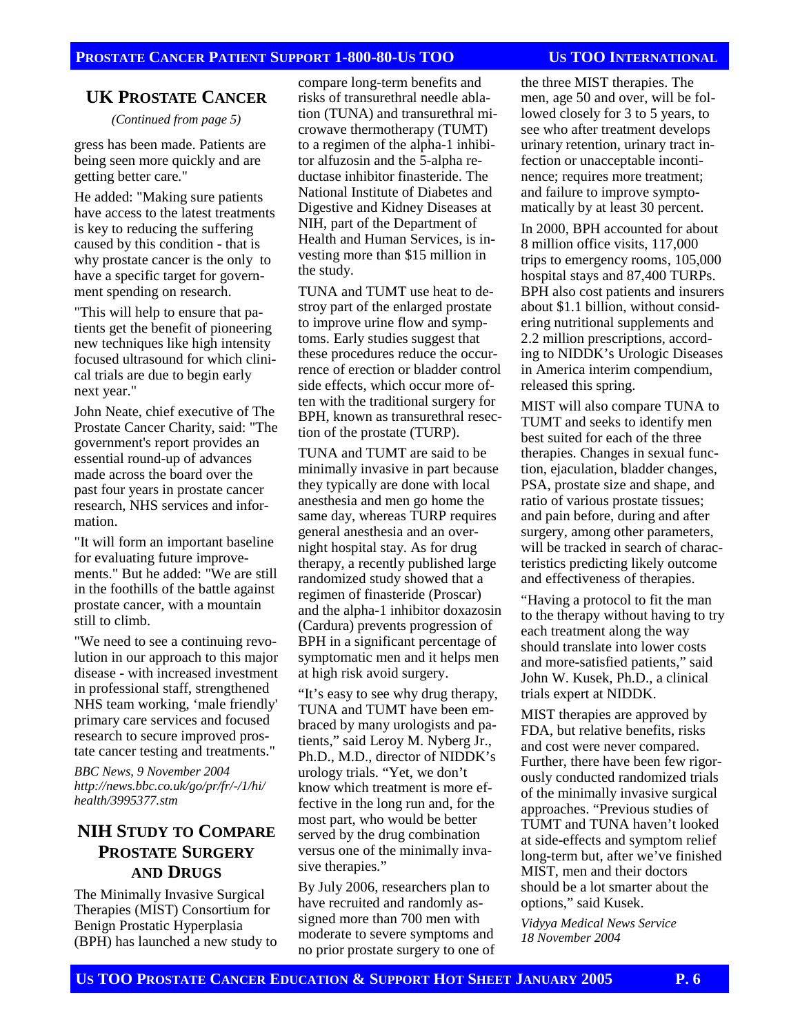## UK Prostate Cancer

*(Continued from page 5)*

gress has been made. Patients are being seen more quickly and are getting better care."

He added: "Making sure patients have access to the latest treatments is key to reducing the suffering caused by this condition - that is why prostate cancer is the only to have a specific target for government spending on research.

"This will help to ensure that patients get the benefit of pioneering new techniques like high intensity focused ultrasound for which clinical trials are due to begin early next year."

John Neate, chief executive of The Prostate Cancer Charity, said: "The government's report provides an essential round-up of advances made across the board over the past four years in prostate cancer research, NHS services and information.

"It will form an important baseline for evaluating future improvements." But he added: "We are still in the foothills of the battle against prostate cancer, with a mountain still to climb.

"We need to see a continuing revolution in our approach to this major disease - with increased investment in professional staff, strengthened NHS team working, 'male friendly' primary care services and focused research to secure improved prostate cancer testing and treatments."

*BBC News, 9 November 2004*
*http://news.bbc.co.uk/go/pr/fr/-/1/hi/health/3995377.stm*

## NIH Study to Compare Prostate Surgery and Drugs

The Minimally Invasive Surgical Therapies (MIST) Consortium for Benign Prostatic Hyperplasia (BPH) has launched a new study to compare long-term benefits and risks of transurethral needle ablation (TUNA) and transurethral microwave thermotherapy (TUMT) to a regimen of the alpha-1 inhibitor alfuzosin and the 5-alpha reductase inhibitor finasteride. The National Institute of Diabetes and Digestive and Kidney Diseases at NIH, part of the Department of Health and Human Services, is investing more than $15 million in the study.

TUNA and TUMT use heat to destroy part of the enlarged prostate to improve urine flow and symptoms. Early studies suggest that these procedures reduce the occurrence of erection or bladder control side effects, which occur more often with the traditional surgery for BPH, known as transurethral resection of the prostate (TURP).

TUNA and TUMT are said to be minimally invasive in part because they typically are done with local anesthesia and men go home the same day, whereas TURP requires general anesthesia and an overnight hospital stay. As for drug therapy, a recently published large randomized study showed that a regimen of finasteride (Proscar) and the alpha-1 inhibitor doxazosin (Cardura) prevents progression of BPH in a significant percentage of symptomatic men and it helps men at high risk avoid surgery.

"It's easy to see why drug therapy, TUNA and TUMT have been embraced by many urologists and patients," said Leroy M. Nyberg Jr., Ph.D., M.D., director of NIDDK's urology trials. "Yet, we don't know which treatment is more effective in the long run and, for the most part, who would be better served by the drug combination versus one of the minimally invasive therapies."

By July 2006, researchers plan to have recruited and randomly assigned more than 700 men with moderate to severe symptoms and no prior prostate surgery to one of the three MIST therapies. The men, age 50 and over, will be followed closely for 3 to 5 years, to see who after treatment develops urinary retention, urinary tract infection or unacceptable incontinence; requires more treatment; and failure to improve symptomatically by at least 30 percent.

In 2000, BPH accounted for about 8 million office visits, 117,000 trips to emergency rooms, 105,000 hospital stays and 87,400 TURPs. BPH also cost patients and insurers about $1.1 billion, without considering nutritional supplements and 2.2 million prescriptions, according to NIDDK's Urologic Diseases in America interim compendium, released this spring.

MIST will also compare TUNA to TUMT and seeks to identify men best suited for each of the three therapies. Changes in sexual function, ejaculation, bladder changes, PSA, prostate size and shape, and ratio of various prostate tissues; and pain before, during and after surgery, among other parameters, will be tracked in search of characteristics predicting likely outcome and effectiveness of therapies.

"Having a protocol to fit the man to the therapy without having to try each treatment along the way should translate into lower costs and more-satisfied patients," said John W. Kusek, Ph.D., a clinical trials expert at NIDDK.

MIST therapies are approved by FDA, but relative benefits, risks and cost were never compared. Further, there have been few rigorously conducted randomized trials of the minimally invasive surgical approaches. "Previous studies of TUMT and TUNA haven't looked at side-effects and symptom relief long-term but, after we've finished MIST, men and their doctors should be a lot smarter about the options," said Kusek.

*Vidyya Medical News Service*
*18 November 2004*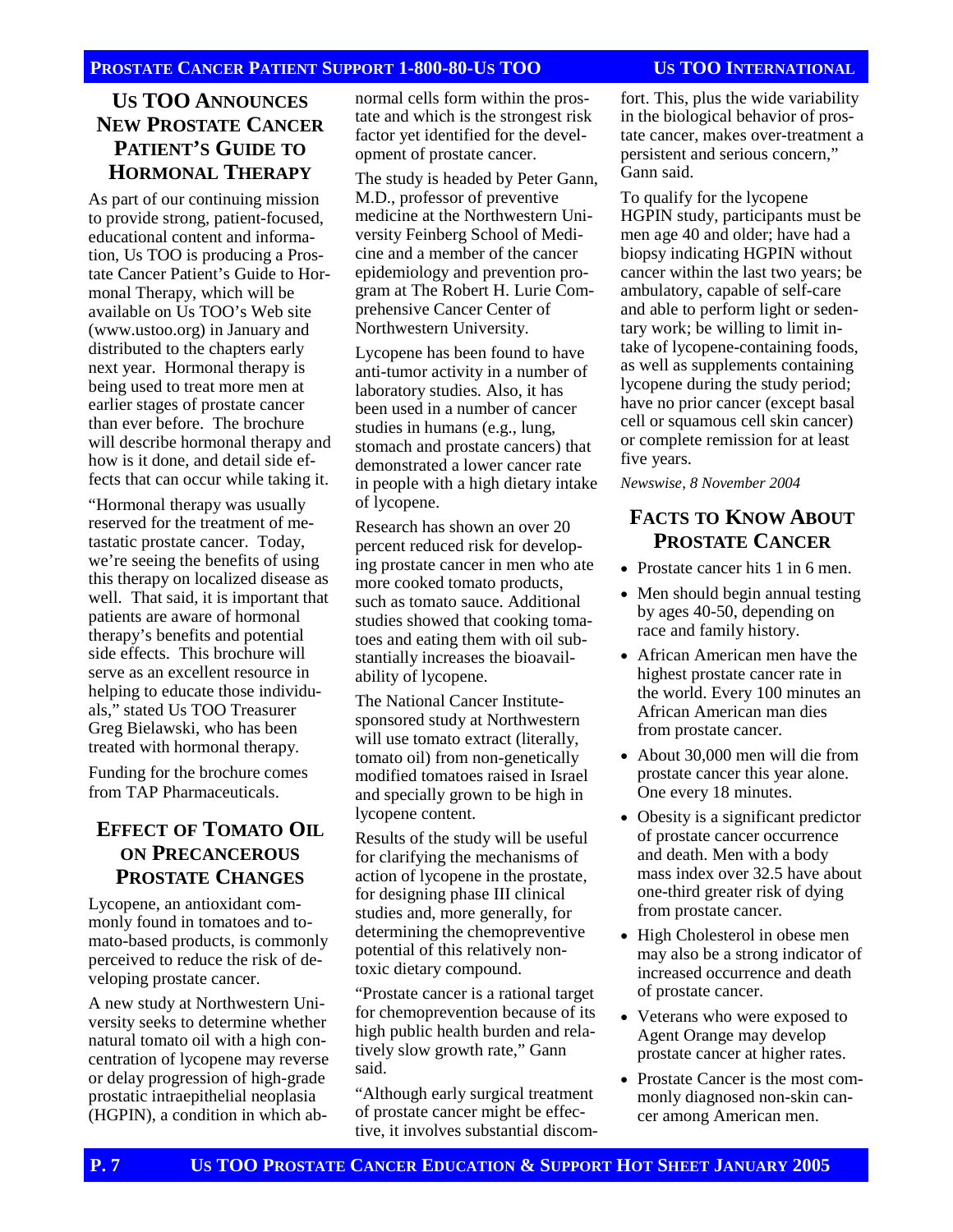## US TOO ANNOUNCES NEW PROSTATE CANCER PATIENT'S GUIDE TO HORMONAL THERAPY

As part of our continuing mission to provide strong, patient-focused, educational content and information, Us TOO is producing a Prostate Cancer Patient's Guide to Hormonal Therapy, which will be available on Us TOO's Web site (www.ustoo.org) in January and distributed to the chapters early next year. Hormonal therapy is being used to treat more men at earlier stages of prostate cancer than ever before. The brochure will describe hormonal therapy and how is it done, and detail side effects that can occur while taking it.

"Hormonal therapy was usually reserved for the treatment of metastatic prostate cancer. Today, we're seeing the benefits of using this therapy on localized disease as well. That said, it is important that patients are aware of hormonal therapy's benefits and potential side effects. This brochure will serve as an excellent resource in helping to educate those individuals," stated Us TOO Treasurer Greg Bielawski, who has been treated with hormonal therapy.

Funding for the brochure comes from TAP Pharmaceuticals.

## EFFECT OF TOMATO OIL ON PRECANCEROUS PROSTATE CHANGES

Lycopene, an antioxidant commonly found in tomatoes and tomato-based products, is commonly perceived to reduce the risk of developing prostate cancer.

A new study at Northwestern University seeks to determine whether natural tomato oil with a high concentration of lycopene may reverse or delay progression of high-grade prostatic intraepithelial neoplasia (HGPIN), a condition in which abnormal cells form within the prostate and which is the strongest risk factor yet identified for the development of prostate cancer.

The study is headed by Peter Gann, M.D., professor of preventive medicine at the Northwestern University Feinberg School of Medicine and a member of the cancer epidemiology and prevention program at The Robert H. Lurie Comprehensive Cancer Center of Northwestern University.

Lycopene has been found to have anti-tumor activity in a number of laboratory studies. Also, it has been used in a number of cancer studies in humans (e.g., lung, stomach and prostate cancers) that demonstrated a lower cancer rate in people with a high dietary intake of lycopene.

Research has shown an over 20 percent reduced risk for developing prostate cancer in men who ate more cooked tomato products, such as tomato sauce. Additional studies showed that cooking tomatoes and eating them with oil substantially increases the bioavailability of lycopene.

The National Cancer Institute-sponsored study at Northwestern will use tomato extract (literally, tomato oil) from non-genetically modified tomatoes raised in Israel and specially grown to be high in lycopene content.

Results of the study will be useful for clarifying the mechanisms of action of lycopene in the prostate, for designing phase III clinical studies and, more generally, for determining the chemopreventive potential of this relatively non-toxic dietary compound.

"Prostate cancer is a rational target for chemoprevention because of its high public health burden and relatively slow growth rate," Gann said.

"Although early surgical treatment of prostate cancer might be effective, it involves substantial discomfort. This, plus the wide variability in the biological behavior of prostate cancer, makes over-treatment a persistent and serious concern," Gann said.

To qualify for the lycopene HGPIN study, participants must be men age 40 and older; have had a biopsy indicating HGPIN without cancer within the last two years; be ambulatory, capable of self-care and able to perform light or sedentary work; be willing to limit intake of lycopene-containing foods, as well as supplements containing lycopene during the study period; have no prior cancer (except basal cell or squamous cell skin cancer) or complete remission for at least five years.

*Newswise, 8 November 2004*

## FACTS TO KNOW ABOUT PROSTATE CANCER

- Prostate cancer hits 1 in 6 men.
- Men should begin annual testing by ages 40-50, depending on race and family history.
- African American men have the highest prostate cancer rate in the world. Every 100 minutes an African American man dies from prostate cancer.
- About 30,000 men will die from prostate cancer this year alone. One every 18 minutes.
- Obesity is a significant predictor of prostate cancer occurrence and death. Men with a body mass index over 32.5 have about one-third greater risk of dying from prostate cancer.
- High Cholesterol in obese men may also be a strong indicator of increased occurrence and death of prostate cancer.
- Veterans who were exposed to Agent Orange may develop prostate cancer at higher rates.
- Prostate Cancer is the most commonly diagnosed non-skin cancer among American men.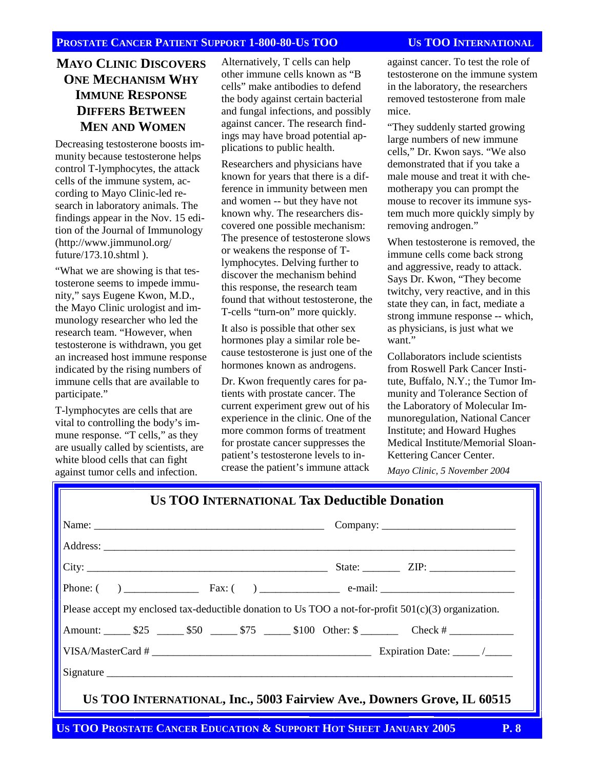## Mayo Clinic Discovers One Mechanism Why Immune Response Differs Between Men and Women

Decreasing testosterone boosts immunity because testosterone helps control T-lymphocytes, the attack cells of the immune system, according to Mayo Clinic-led research in laboratory animals. The findings appear in the Nov. 15 edition of the Journal of Immunology (http://www.jimmunol.org/future/173.10.shtml ).

"What we are showing is that testosterone seems to impede immunity," says Eugene Kwon, M.D., the Mayo Clinic urologist and immunology researcher who led the research team. "However, when testosterone is withdrawn, you get an increased host immune response indicated by the rising numbers of immune cells that are available to participate."

T-lymphocytes are cells that are vital to controlling the body's immune response. "T cells," as they are usually called by scientists, are white blood cells that can fight against tumor cells and infection. Alternatively, T cells can help other immune cells known as "B cells" make antibodies to defend the body against certain bacterial and fungal infections, and possibly against cancer. The research findings may have broad potential applications to public health.

Researchers and physicians have known for years that there is a difference in immunity between men and women -- but they have not known why. The researchers discovered one possible mechanism: The presence of testosterone slows or weakens the response of T-lymphocytes. Delving further to discover the mechanism behind this response, the research team found that without testosterone, the T-cells "turn-on" more quickly.

It also is possible that other sex hormones play a similar role because testosterone is just one of the hormones known as androgens.

Dr. Kwon frequently cares for patients with prostate cancer. The current experiment grew out of his experience in the clinic. One of the more common forms of treatment for prostate cancer suppresses the patient's testosterone levels to increase the patient's immune attack against cancer. To test the role of testosterone on the immune system in the laboratory, the researchers removed testosterone from male mice.

"They suddenly started growing large numbers of new immune cells," Dr. Kwon says. "We also demonstrated that if you take a male mouse and treat it with chemotherapy you can prompt the mouse to recover its immune system much more quickly simply by removing androgen."

When testosterone is removed, the immune cells come back strong and aggressive, ready to attack. Says Dr. Kwon, "They become twitchy, very reactive, and in this state they can, in fact, mediate a strong immune response -- which, as physicians, is just what we want."

Collaborators include scientists from Roswell Park Cancer Institute, Buffalo, N.Y.; the Tumor Immunity and Tolerance Section of the Laboratory of Molecular Immunoregulation, National Cancer Institute; and Howard Hughes Medical Institute/Memorial Sloan-Kettering Cancer Center.

*Mayo Clinic, 5 November 2004*

---

### Us TOO International Tax Deductible Donation

Name: ________________________________________ Company: ______________________

Address: ______________________________________________________________________

City: __________________________________________ State: _______ ZIP: _______________

Phone: ( ) _____________ Fax: ( ) ______________ e-mail: ________________________

Please accept my enclosed tax-deductible donation to Us TOO a not-for-profit 501(c)(3) organization.

Amount: _____ $25 _____ $50 _____ $75 _____ $100 Other: $ _______ Check # ____________

VISA/MasterCard # _______________________________________ Expiration Date: _____ /_____

Signature ______________________________________________________________________

**Us TOO International, Inc., 5003 Fairview Ave., Downers Grove, IL 60515**